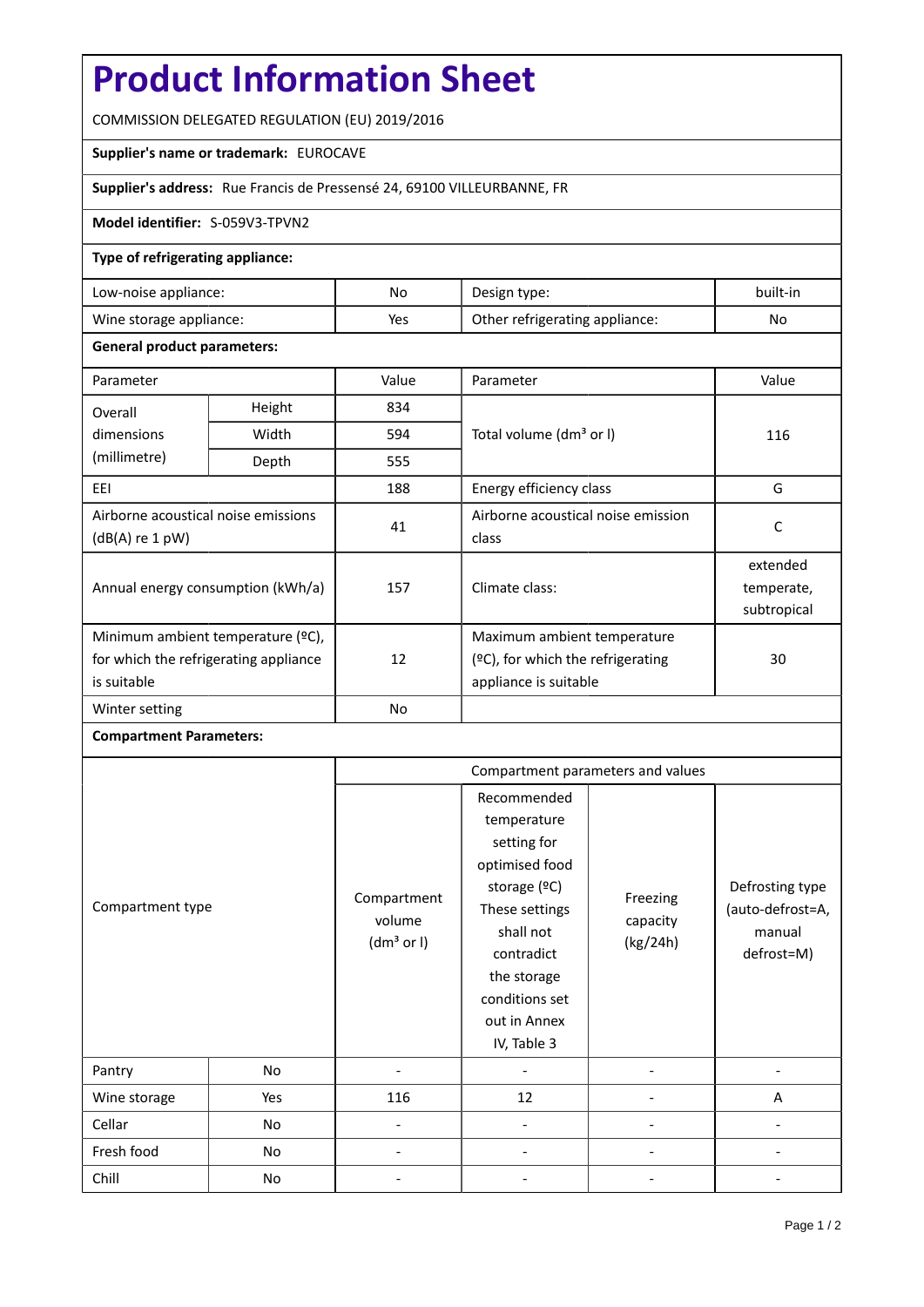# Product Information Sheet

COMMISSION DELEGATED REGULATION (EU) 2019/2016

**Supplier's name or trademark:** EUROCAVE

**Supplier's address:** Rue Francis de Pressensé 24, 69100 VILLEURBANNE, FR

**Model identifier:** S-059V3-TPVN2

**Type of refrigerating appliance:**

| | | | |
|---|---|---|---|
| Low-noise appliance: | No | Design type: | built-in |
| Wine storage appliance: | Yes | Other refrigerating appliance: | No |

**General product parameters:**

| Parameter | | Value | Parameter | Value |
|---|---|---|---|---|
| Overall dimensions (millimetre) | Height | 834 | Total volume (dm³ or l) | 116 |
| | Width | 594 | | |
| | Depth | 555 | | |
| EEI | | 188 | Energy efficiency class | G |
| Airborne acoustical noise emissions (dB(A) re 1 pW) | | 41 | Airborne acoustical noise emission class | C |
| Annual energy consumption (kWh/a) | | 157 | Climate class: | extended temperate, subtropical |
| Minimum ambient temperature (ºC), for which the refrigerating appliance is suitable | | 12 | Maximum ambient temperature (ºC), for which the refrigerating appliance is suitable | 30 |
| Winter setting | | No | | |

**Compartment Parameters:**

| Compartment type | | Compartment parameters and values | | | |
|---|---|---|---|---|---|
| | | Compartment volume (dm³ or l) | Recommended temperature setting for optimised food storage (ºC) These settings shall not contradict the storage conditions set out in Annex IV, Table 3 | Freezing capacity (kg/24h) | Defrosting type (auto-defrost=A, manual defrost=M) |
| Pantry | No | - | - | - | - |
| Wine storage | Yes | 116 | 12 | - | A |
| Cellar | No | - | - | - | - |
| Fresh food | No | - | - | - | - |
| Chill | No | - | - | - | - |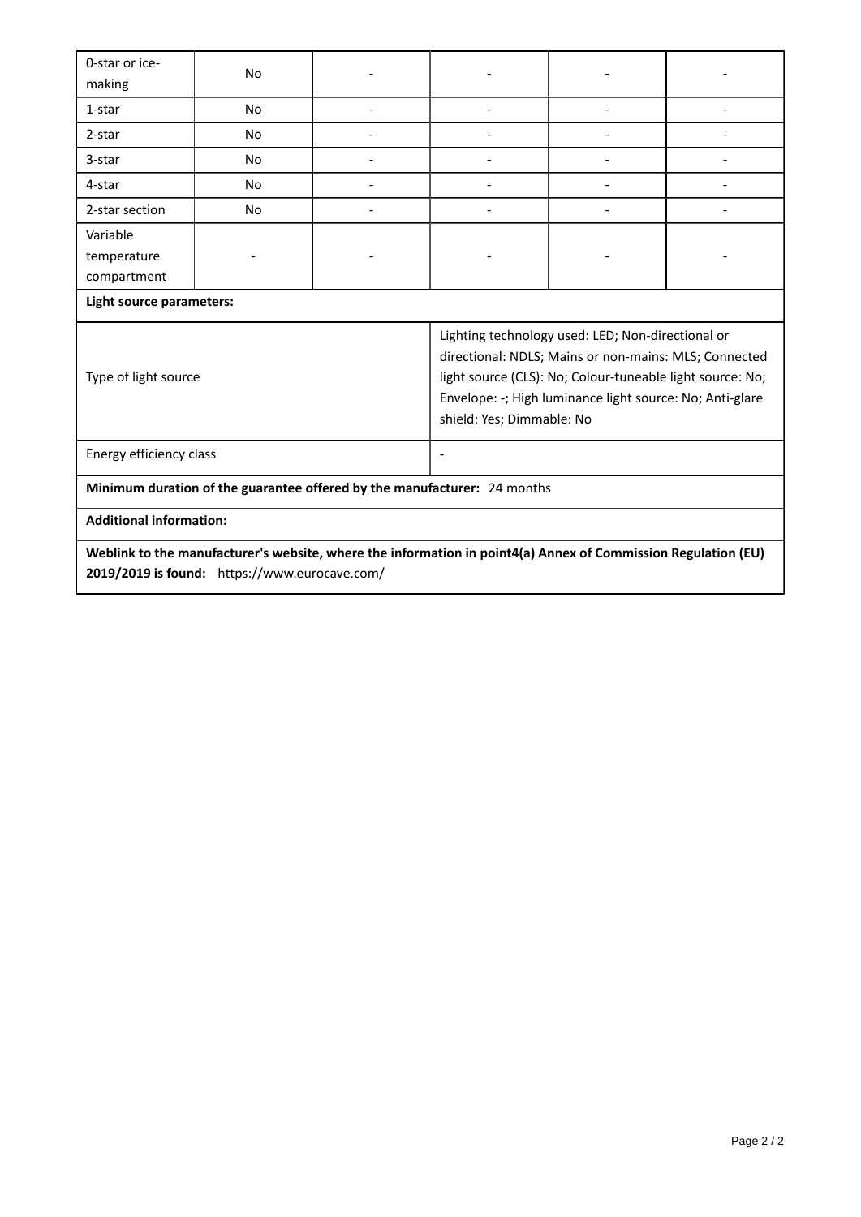| | | | | | |
|---|---|---|---|---|---|
| 0-star or ice-making | No | - | - | - | - |
| 1-star | No | - | - | - | - |
| 2-star | No | - | - | - | - |
| 3-star | No | - | - | - | - |
| 4-star | No | - | - | - | - |
| 2-star section | No | - | - | - | - |
| Variable temperature compartment | - | - | - | - | - |

| | |
|---|---|
| **Light source parameters:** | |
| Type of light source | Lighting technology used: LED; Non-directional or directional: NDLS; Mains or non-mains: MLS; Connected light source (CLS): No; Colour-tuneable light source: No; Envelope: -; High luminance light source: No; Anti-glare shield: Yes; Dimmable: No |
| Energy efficiency class | - |
| **Minimum duration of the guarantee offered by the manufacturer:** 24 months | |
| **Additional information:** | |
| **Weblink to the manufacturer's website, where the information in point4(a) Annex of Commission Regulation (EU) 2019/2019 is found:** https://www.eurocave.com/ | |